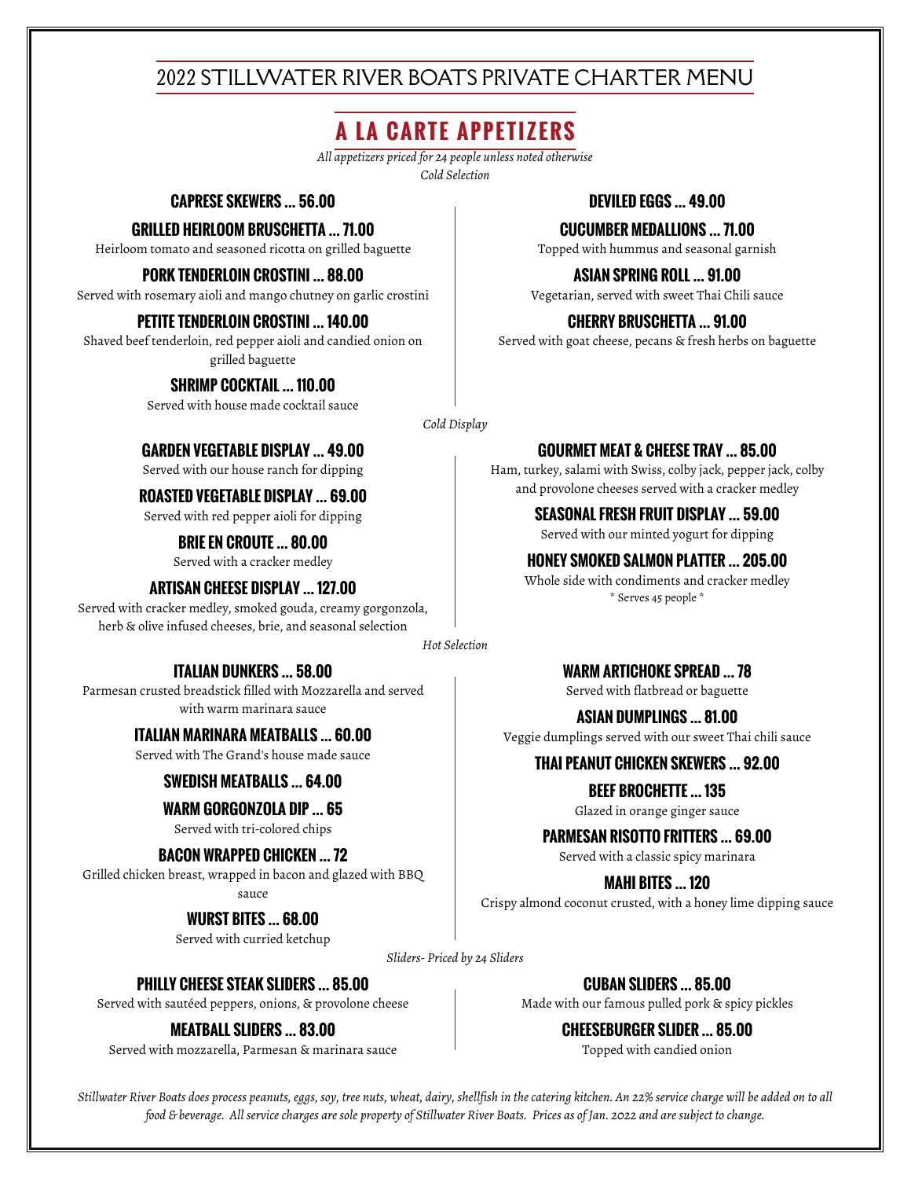# 2022 STILLWATER RIVER BOATS PRIVATE CHARTER MENU

## A LA CARTE APPETIZERS

*All appetizers priced for 24 people unless noted otherwise*

*Cold Selection*

**CAPRESE SKEWERS ... 56.00**

**GRILLED HEIRLOOM BRUSCHETTA ... 71.00**
Heirloom tomato and seasoned ricotta on grilled baguette

**PORK TENDERLOIN CROSTINI ... 88.00**
Served with rosemary aioli and mango chutney on garlic crostini

**PETITE TENDERLOIN CROSTINI ... 140.00**
Shaved beef tenderloin, red pepper aioli and candied onion on grilled baguette

**SHRIMP COCKTAIL ... 110.00**
Served with house made cocktail sauce

**DEVILED EGGS ... 49.00**

**CUCUMBER MEDALLIONS ... 71.00**
Topped with hummus and seasonal garnish

**ASIAN SPRING ROLL ... 91.00**
Vegetarian, served with sweet Thai Chili sauce

**CHERRY BRUSCHETTA ... 91.00**
Served with goat cheese, pecans & fresh herbs on baguette

*Cold Display*

**GARDEN VEGETABLE DISPLAY ... 49.00**
Served with our house ranch for dipping

**ROASTED VEGETABLE DISPLAY ... 69.00**
Served with red pepper aioli for dipping

**BRIE EN CROUTE ... 80.00**
Served with a cracker medley

**ARTISAN CHEESE DISPLAY ... 127.00**
Served with cracker medley, smoked gouda, creamy gorgonzola, herb & olive infused cheeses, brie, and seasonal selection

**GOURMET MEAT & CHEESE TRAY ... 85.00**
Ham, turkey, salami with Swiss, colby jack, pepper jack, colby and provolone cheeses served with a cracker medley

**SEASONAL FRESH FRUIT DISPLAY ... 59.00**
Served with our minted yogurt for dipping

**HONEY SMOKED SALMON PLATTER ... 205.00**
Whole side with condiments and cracker medley
* Serves 45 people *

*Hot Selection*

**ITALIAN DUNKERS ... 58.00**
Parmesan crusted breadstick filled with Mozzarella and served with warm marinara sauce

**ITALIAN MARINARA MEATBALLS ... 60.00**
Served with The Grand's house made sauce

**SWEDISH MEATBALLS ... 64.00**

**WARM GORGONZOLA DIP ... 65**
Served with tri-colored chips

**BACON WRAPPED CHICKEN ... 72**
Grilled chicken breast, wrapped in bacon and glazed with BBQ sauce

**WURST BITES ... 68.00**
Served with curried ketchup

**WARM ARTICHOKE SPREAD ... 78**
Served with flatbread or baguette

**ASIAN DUMPLINGS ... 81.00**
Veggie dumplings served with our sweet Thai chili sauce

**THAI PEANUT CHICKEN SKEWERS ... 92.00**

**BEEF BROCHETTE ... 135**
Glazed in orange ginger sauce

**PARMESAN RISOTTO FRITTERS ... 69.00**
Served with a classic spicy marinara

**MAHI BITES ... 120**
Crispy almond coconut crusted, with a honey lime dipping sauce

*Sliders- Priced by 24 Sliders*

**PHILLY CHEESE STEAK SLIDERS ... 85.00**
Served with sautéed peppers, onions, & provolone cheese

**MEATBALL SLIDERS ... 83.00**
Served with mozzarella, Parmesan & marinara sauce

**CUBAN SLIDERS ... 85.00**
Made with our famous pulled pork & spicy pickles

**CHEESEBURGER SLIDER ... 85.00**
Topped with candied onion

*Stillwater River Boats does process peanuts, eggs, soy, tree nuts, wheat, dairy, shellfish in the catering kitchen. An 22% service charge will be added on to all food & beverage. All service charges are sole property of Stillwater River Boats. Prices as of Jan. 2022 and are subject to change.*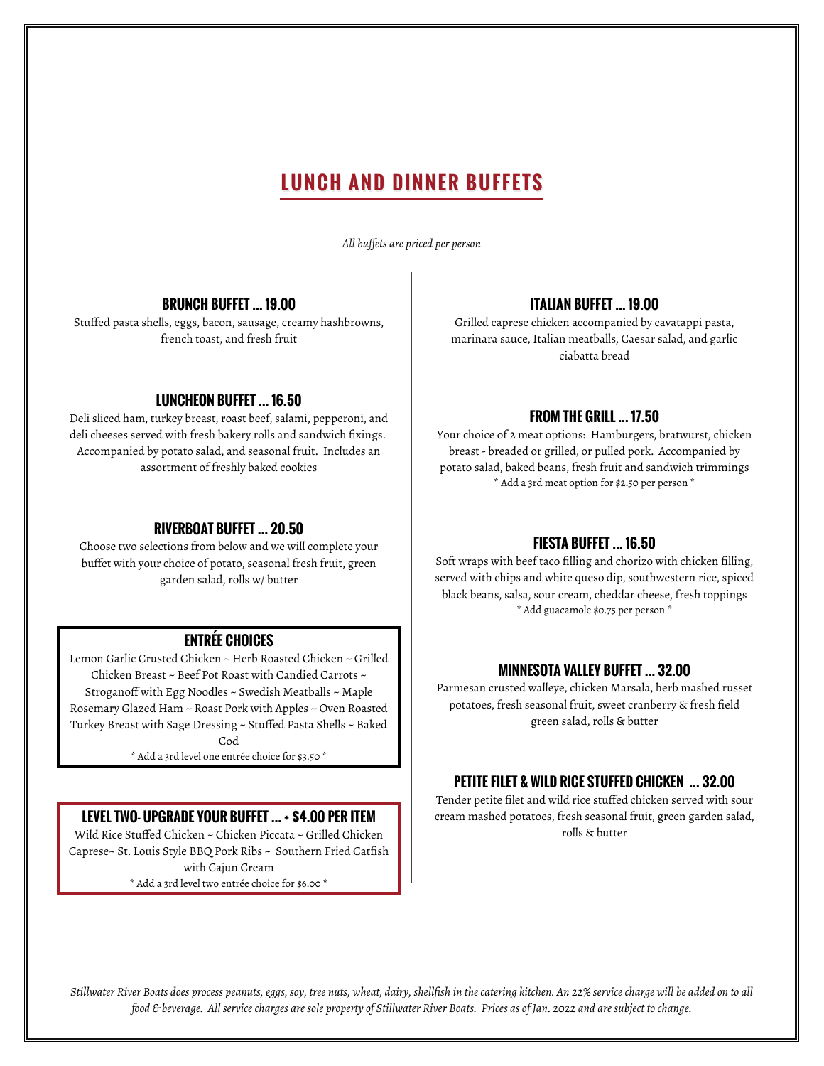# LUNCH AND DINNER BUFFETS

*All buffets are priced per person*

## BRUNCH BUFFET ... 19.00

Stuffed pasta shells, eggs, bacon, sausage, creamy hashbrowns, french toast, and fresh fruit

## LUNCHEON BUFFET ... 16.50

Deli sliced ham, turkey breast, roast beef, salami, pepperoni, and deli cheeses served with fresh bakery rolls and sandwich fixings. Accompanied by potato salad, and seasonal fruit. Includes an assortment of freshly baked cookies

## RIVERBOAT BUFFET ... 20.50

Choose two selections from below and we will complete your buffet with your choice of potato, seasonal fresh fruit, green garden salad, rolls w/ butter

### ENTRÉE CHOICES

Lemon Garlic Crusted Chicken ~ Herb Roasted Chicken ~ Grilled Chicken Breast ~ Beef Pot Roast with Candied Carrots ~ Stroganoff with Egg Noodles ~ Swedish Meatballs ~ Maple Rosemary Glazed Ham ~ Roast Pork with Apples ~ Oven Roasted Turkey Breast with Sage Dressing ~ Stuffed Pasta Shells ~ Baked Cod

* Add a 3rd level one entrée choice for $3.50 *

### LEVEL TWO- UPGRADE YOUR BUFFET ... + $4.00 PER ITEM

Wild Rice Stuffed Chicken ~ Chicken Piccata ~ Grilled Chicken Caprese~ St. Louis Style BBQ Pork Ribs ~ Southern Fried Catfish with Cajun Cream

* Add a 3rd level two entrée choice for $6.00 *

## ITALIAN BUFFET ... 19.00

Grilled caprese chicken accompanied by cavatappi pasta, marinara sauce, Italian meatballs, Caesar salad, and garlic ciabatta bread

## FROM THE GRILL ... 17.50

Your choice of 2 meat options: Hamburgers, bratwurst, chicken breast - breaded or grilled, or pulled pork. Accompanied by potato salad, baked beans, fresh fruit and sandwich trimmings

* Add a 3rd meat option for $2.50 per person *

## FIESTA BUFFET ... 16.50

Soft wraps with beef taco filling and chorizo with chicken filling, served with chips and white queso dip, southwestern rice, spiced black beans, salsa, sour cream, cheddar cheese, fresh toppings

* Add guacamole $0.75 per person *

## MINNESOTA VALLEY BUFFET ... 32.00

Parmesan crusted walleye, chicken Marsala, herb mashed russet potatoes, fresh seasonal fruit, sweet cranberry & fresh field green salad, rolls & butter

## PETITE FILET & WILD RICE STUFFED CHICKEN ... 32.00

Tender petite filet and wild rice stuffed chicken served with sour cream mashed potatoes, fresh seasonal fruit, green garden salad, rolls & butter

*Stillwater River Boats does process peanuts, eggs, soy, tree nuts, wheat, dairy, shellfish in the catering kitchen. An 22% service charge will be added on to all food & beverage. All service charges are sole property of Stillwater River Boats. Prices as of Jan. 2022 and are subject to change.*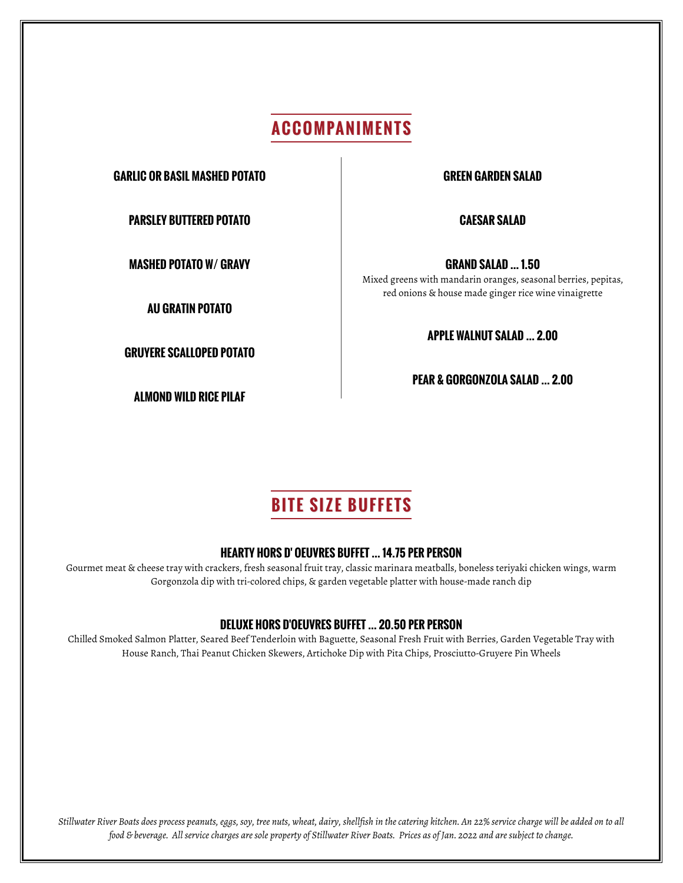## ACCOMPANIMENTS

**GARLIC OR BASIL MASHED POTATO**

**PARSLEY BUTTERED POTATO**

**MASHED POTATO W/ GRAVY**

**AU GRATIN POTATO**

**GRUYERE SCALLOPED POTATO**

**ALMOND WILD RICE PILAF**

**GREEN GARDEN SALAD**

**CAESAR SALAD**

**GRAND SALAD ... 1.50**
Mixed greens with mandarin oranges, seasonal berries, pepitas, red onions & house made ginger rice wine vinaigrette

**APPLE WALNUT SALAD ... 2.00**

**PEAR & GORGONZOLA SALAD ... 2.00**

## BITE SIZE BUFFETS

**HEARTY HORS D' OEUVRES BUFFET ... 14.75 PER PERSON**
Gourmet meat & cheese tray with crackers, fresh seasonal fruit tray, classic marinara meatballs, boneless teriyaki chicken wings, warm Gorgonzola dip with tri-colored chips, & garden vegetable platter with house-made ranch dip

**DELUXE HORS D'OEUVRES BUFFET ... 20.50 PER PERSON**
Chilled Smoked Salmon Platter, Seared Beef Tenderloin with Baguette, Seasonal Fresh Fruit with Berries, Garden Vegetable Tray with House Ranch, Thai Peanut Chicken Skewers, Artichoke Dip with Pita Chips, Prosciutto-Gruyere Pin Wheels

*Stillwater River Boats does process peanuts, eggs, soy, tree nuts, wheat, dairy, shellfish in the catering kitchen. An 22% service charge will be added on to all food & beverage. All service charges are sole property of Stillwater River Boats. Prices as of Jan. 2022 and are subject to change.*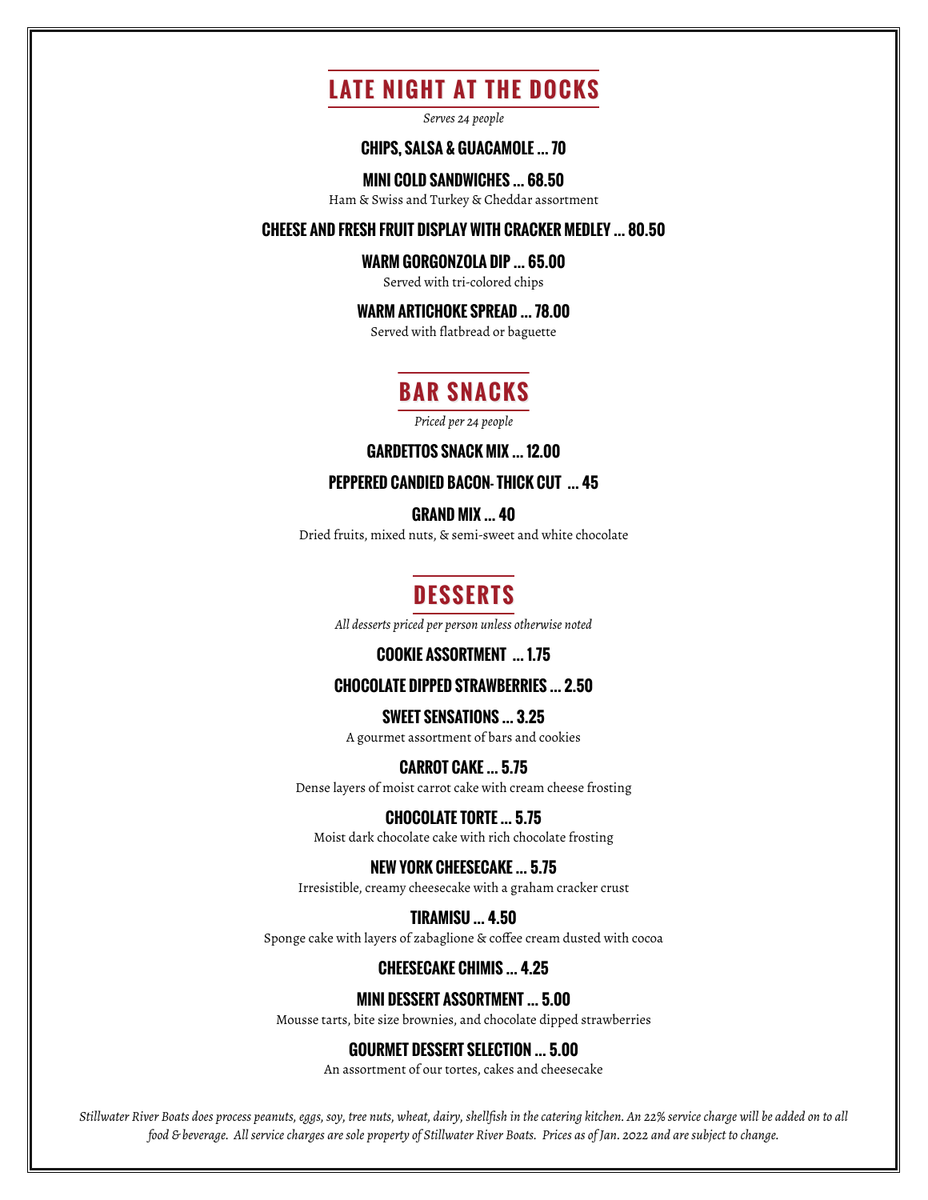## LATE NIGHT AT THE DOCKS

*Serves 24 people*

**CHIPS, SALSA & GUACAMOLE ... 70**

**MINI COLD SANDWICHES ... 68.50**
Ham & Swiss and Turkey & Cheddar assortment

**CHEESE AND FRESH FRUIT DISPLAY WITH CRACKER MEDLEY ... 80.50**

**WARM GORGONZOLA DIP ... 65.00**
Served with tri-colored chips

**WARM ARTICHOKE SPREAD ... 78.00**
Served with flatbread or baguette

## BAR SNACKS

*Priced per 24 people*

**GARDETTOS SNACK MIX ... 12.00**

**PEPPERED CANDIED BACON- THICK CUT ... 45**

**GRAND MIX ... 40**
Dried fruits, mixed nuts, & semi-sweet and white chocolate

## DESSERTS

*All desserts priced per person unless otherwise noted*

**COOKIE ASSORTMENT ... 1.75**

**CHOCOLATE DIPPED STRAWBERRIES ... 2.50**

**SWEET SENSATIONS ... 3.25**
A gourmet assortment of bars and cookies

**CARROT CAKE ... 5.75**
Dense layers of moist carrot cake with cream cheese frosting

**CHOCOLATE TORTE ... 5.75**
Moist dark chocolate cake with rich chocolate frosting

**NEW YORK CHEESECAKE ... 5.75**
Irresistible, creamy cheesecake with a graham cracker crust

**TIRAMISU ... 4.50**
Sponge cake with layers of zabaglione & coffee cream dusted with cocoa

**CHEESECAKE CHIMIS ... 4.25**

**MINI DESSERT ASSORTMENT ... 5.00**
Mousse tarts, bite size brownies, and chocolate dipped strawberries

**GOURMET DESSERT SELECTION ... 5.00**
An assortment of our tortes, cakes and cheesecake

*Stillwater River Boats does process peanuts, eggs, soy, tree nuts, wheat, dairy, shellfish in the catering kitchen. An 22% service charge will be added on to all food & beverage. All service charges are sole property of Stillwater River Boats. Prices as of Jan. 2022 and are subject to change.*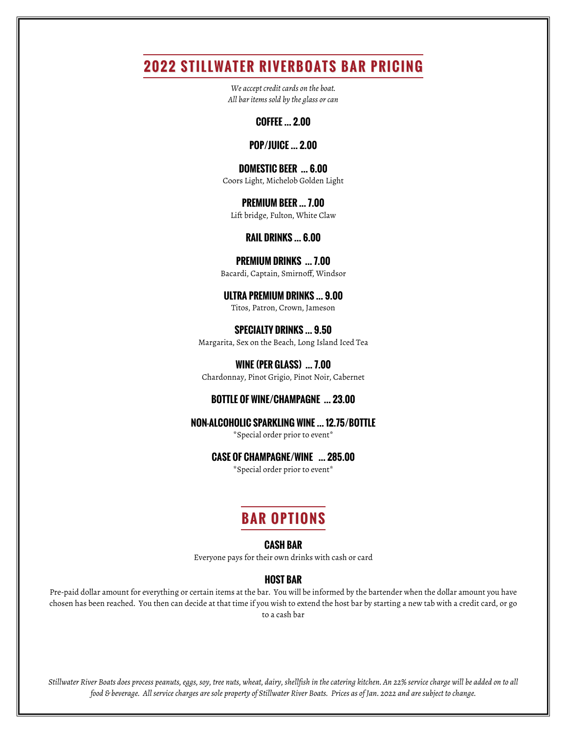# 2022 STILLWATER RIVERBOATS BAR PRICING

*We accept credit cards on the boat.*
*All bar items sold by the glass or can*

**COFFEE ... 2.00**

**POP/JUICE ... 2.00**

**DOMESTIC BEER ... 6.00**
Coors Light, Michelob Golden Light

**PREMIUM BEER ... 7.00**
Lift bridge, Fulton, White Claw

**RAIL DRINKS ... 6.00**

**PREMIUM DRINKS ... 7.00**
Bacardi, Captain, Smirnoff, Windsor

**ULTRA PREMIUM DRINKS ... 9.00**
Titos, Patron, Crown, Jameson

**SPECIALTY DRINKS ... 9.50**
Margarita, Sex on the Beach, Long Island Iced Tea

**WINE (PER GLASS) ... 7.00**
Chardonnay, Pinot Grigio, Pinot Noir, Cabernet

**BOTTLE OF WINE/CHAMPAGNE ... 23.00**

**NON-ALCOHOLIC SPARKLING WINE ... 12.75/BOTTLE**
*Special order prior to event*

**CASE OF CHAMPAGNE/WINE ... 285.00**
*Special order prior to event*

# BAR OPTIONS

**CASH BAR**
Everyone pays for their own drinks with cash or card

**HOST BAR**
Pre-paid dollar amount for everything or certain items at the bar. You will be informed by the bartender when the dollar amount you have chosen has been reached. You then can decide at that time if you wish to extend the host bar by starting a new tab with a credit card, or go to a cash bar

*Stillwater River Boats does process peanuts, eggs, soy, tree nuts, wheat, dairy, shellfish in the catering kitchen. An 22% service charge will be added on to all food & beverage. All service charges are sole property of Stillwater River Boats. Prices as of Jan. 2022 and are subject to change.*